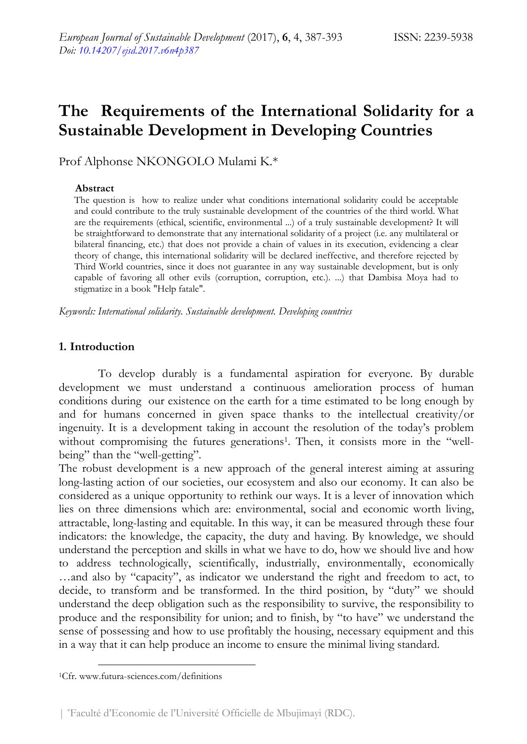# The Requirements of the International Solidarity for a Sustainable Development in Developing Countries

Prof Alphonse NKONGOLO Mulami K.*

**Abstract**

The question is how to realize under what conditions international solidarity could be acceptable and could contribute to the truly sustainable development of the countries of the third world. What are the requirements (ethical, scientific, environmental ...) of a truly sustainable development? It will be straightforward to demonstrate that any international solidarity of a project (i.e. any multilateral or bilateral financing, etc.) that does not provide a chain of values in its execution, evidencing a clear theory of change, this international solidarity will be declared ineffective, and therefore rejected by Third World countries, since it does not guarantee in any way sustainable development, but is only capable of favoring all other evils (corruption, corruption, etc.). ...) that Dambisa Moya had to stigmatize in a book "Help fatale".

*Keywords: International solidarity. Sustainable development. Developing countries*

## 1. Introduction

To develop durably is a fundamental aspiration for everyone. By durable development we must understand a continuous amelioration process of human conditions during our existence on the earth for a time estimated to be long enough by and for humans concerned in given space thanks to the intellectual creativity/or ingenuity. It is a development taking in account the resolution of the today's problem without compromising the futures generations[1]. Then, it consists more in the "well-being" than the "well-getting".

The robust development is a new approach of the general interest aiming at assuring long-lasting action of our societies, our ecosystem and also our economy. It can also be considered as a unique opportunity to rethink our ways. It is a lever of innovation which lies on three dimensions which are: environmental, social and economic worth living, attractable, long-lasting and equitable. In this way, it can be measured through these four indicators: the knowledge, the capacity, the duty and having. By knowledge, we should understand the perception and skills in what we have to do, how we should live and how to address technologically, scientifically, industrially, environmentally, economically …and also by "capacity", as indicator we understand the right and freedom to act, to decide, to transform and be transformed. In the third position, by "duty" we should understand the deep obligation such as the responsibility to survive, the responsibility to produce and the responsibility for union; and to finish, by "to have" we understand the sense of possessing and how to use profitably the housing, necessary equipment and this in a way that it can help produce an income to ensure the minimal living standard.

[1]Cfr. www.futura-sciences.com/definitions

*Faculté d'Economie de l'Université Officielle de Mbujimayi (RDC).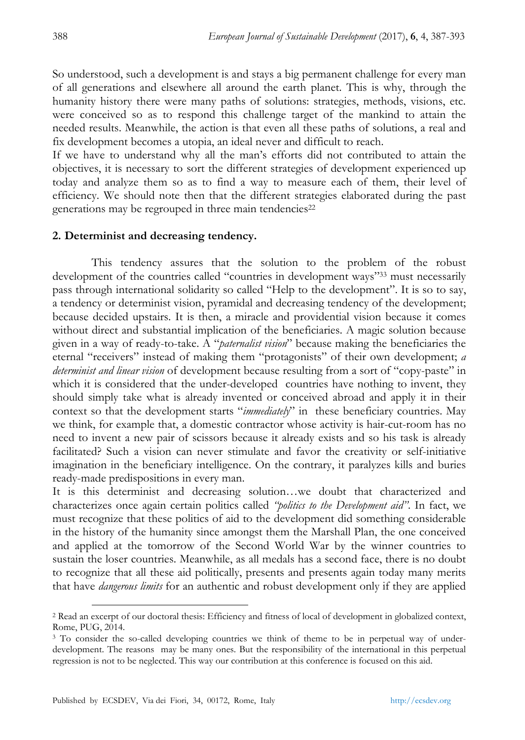So understood, such a development is and stays a big permanent challenge for every man of all generations and elsewhere all around the earth planet. This is why, through the humanity history there were many paths of solutions: strategies, methods, visions, etc. were conceived so as to respond this challenge target of the mankind to attain the needed results. Meanwhile, the action is that even all these paths of solutions, a real and fix development becomes a utopia, an ideal never and difficult to reach.

If we have to understand why all the man's efforts did not contributed to attain the objectives, it is necessary to sort the different strategies of development experienced up today and analyze them so as to find a way to measure each of them, their level of efficiency. We should note then that the different strategies elaborated during the past generations may be regrouped in three main tendencies[22]

## 2. Determinist and decreasing tendency.

This tendency assures that the solution to the problem of the robust development of the countries called "countries in development ways"[33] must necessarily pass through international solidarity so called "Help to the development". It is so to say, a tendency or determinist vision, pyramidal and decreasing tendency of the development; because decided upstairs. It is then, a miracle and providential vision because it comes without direct and substantial implication of the beneficiaries. A magic solution because given in a way of ready-to-take. A "*paternalist vision*" because making the beneficiaries the eternal "receivers" instead of making them "protagonists" of their own development; *a determinist and linear vision* of development because resulting from a sort of "copy-paste" in which it is considered that the under-developed countries have nothing to invent, they should simply take what is already invented or conceived abroad and apply it in their context so that the development starts "*immediately*" in these beneficiary countries. May we think, for example that, a domestic contractor whose activity is hair-cut-room has no need to invent a new pair of scissors because it already exists and so his task is already facilitated? Such a vision can never stimulate and favor the creativity or self-initiative imagination in the beneficiary intelligence. On the contrary, it paralyzes kills and buries ready-made predispositions in every man.

It is this determinist and decreasing solution…we doubt that characterized and characterizes once again certain politics called *"politics to the Development aid"*. In fact, we must recognize that these politics of aid to the development did something considerable in the history of the humanity since amongst them the Marshall Plan, the one conceived and applied at the tomorrow of the Second World War by the winner countries to sustain the loser countries. Meanwhile, as all medals has a second face, there is no doubt to recognize that all these aid politically, presents and presents again today many merits that have *dangerous limits* for an authentic and robust development only if they are applied

---

[2] Read an excerpt of our doctoral thesis: Efficiency and fitness of local of development in globalized context, Rome, PUG, 2014.

[3] To consider the so-called developing countries we think of theme to be in perpetual way of under-development. The reasons may be many ones. But the responsibility of the international in this perpetual regression is not to be neglected. This way our contribution at this conference is focused on this aid.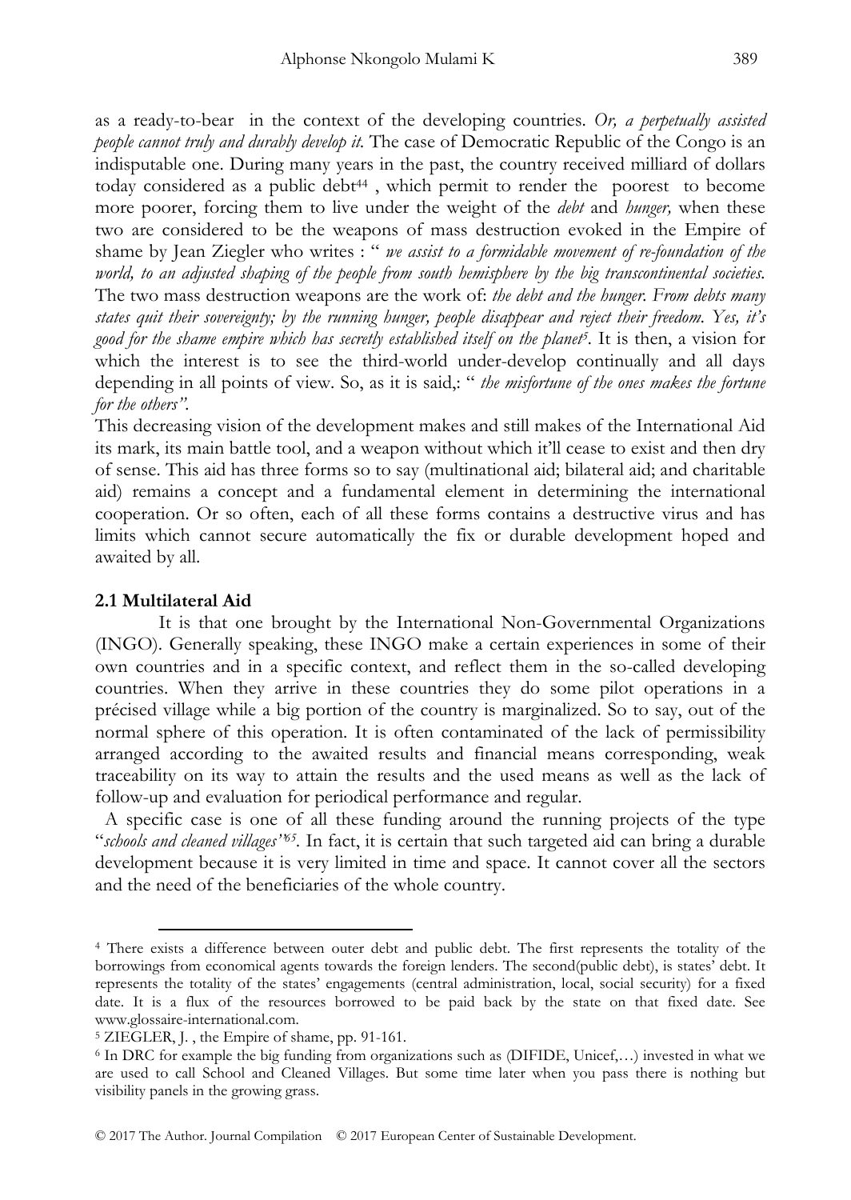as a ready-to-bear in the context of the developing countries. *Or, a perpetually assisted people cannot truly and durably develop it.* The case of Democratic Republic of the Congo is an indisputable one. During many years in the past, the country received milliard of dollars today considered as a public debt[44] , which permit to render the poorest to become more poorer, forcing them to live under the weight of the *debt* and *hunger,* when these two are considered to be the weapons of mass destruction evoked in the Empire of shame by Jean Ziegler who writes : " *we assist to a formidable movement of re-foundation of the world, to an adjusted shaping of the people from south hemisphere by the big transcontinental societies.* The two mass destruction weapons are the work of: *the debt and the hunger. From debts many states quit their sovereignty; by the running hunger, people disappear and reject their freedom. Yes, it's good for the shame empire which has secretly established itself on the planet*[5]. It is then, a vision for which the interest is to see the third-world under-develop continually and all days depending in all points of view. So, as it is said,: " *the misfortune of the ones makes the fortune for the others".*

This decreasing vision of the development makes and still makes of the International Aid its mark, its main battle tool, and a weapon without which it'll cease to exist and then dry of sense. This aid has three forms so to say (multinational aid; bilateral aid; and charitable aid) remains a concept and a fundamental element in determining the international cooperation. Or so often, each of all these forms contains a destructive virus and has limits which cannot secure automatically the fix or durable development hoped and awaited by all.

### 2.1 Multilateral Aid

It is that one brought by the International Non-Governmental Organizations (INGO). Generally speaking, these INGO make a certain experiences in some of their own countries and in a specific context, and reflect them in the so-called developing countries. When they arrive in these countries they do some pilot operations in a précised village while a big portion of the country is marginalized. So to say, out of the normal sphere of this operation. It is often contaminated of the lack of permissibility arranged according to the awaited results and financial means corresponding, weak traceability on its way to attain the results and the used means as well as the lack of follow-up and evaluation for periodical performance and regular.

A specific case is one of all these funding around the running projects of the type "*schools and cleaned villages"*[65]. In fact, it is certain that such targeted aid can bring a durable development because it is very limited in time and space. It cannot cover all the sectors and the need of the beneficiaries of the whole country.

---

[4] There exists a difference between outer debt and public debt. The first represents the totality of the borrowings from economical agents towards the foreign lenders. The second(public debt), is states' debt. It represents the totality of the states' engagements (central administration, local, social security) for a fixed date. It is a flux of the resources borrowed to be paid back by the state on that fixed date. See www.glossaire-international.com.

[5] ZIEGLER, J. , the Empire of shame, pp. 91-161.

[6] In DRC for example the big funding from organizations such as (DIFIDE, Unicef,…) invested in what we are used to call School and Cleaned Villages. But some time later when you pass there is nothing but visibility panels in the growing grass.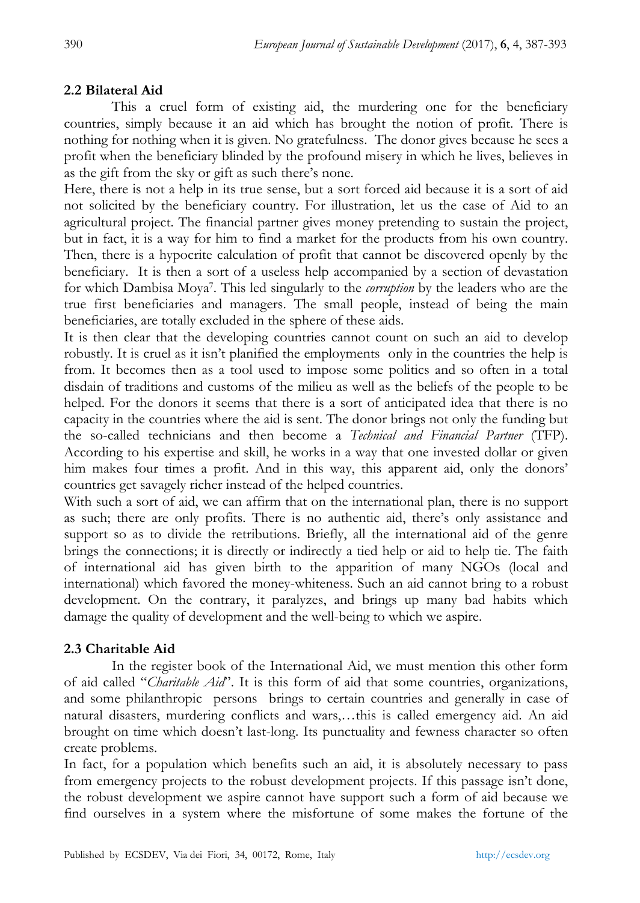## 2.2 Bilateral Aid

This a cruel form of existing aid, the murdering one for the beneficiary countries, simply because it an aid which has brought the notion of profit. There is nothing for nothing when it is given. No gratefulness. The donor gives because he sees a profit when the beneficiary blinded by the profound misery in which he lives, believes in as the gift from the sky or gift as such there's none.

Here, there is not a help in its true sense, but a sort forced aid because it is a sort of aid not solicited by the beneficiary country. For illustration, let us the case of Aid to an agricultural project. The financial partner gives money pretending to sustain the project, but in fact, it is a way for him to find a market for the products from his own country. Then, there is a hypocrite calculation of profit that cannot be discovered openly by the beneficiary. It is then a sort of a useless help accompanied by a section of devastation for which Dambisa Moya[7]. This led singularly to the *corruption* by the leaders who are the true first beneficiaries and managers. The small people, instead of being the main beneficiaries, are totally excluded in the sphere of these aids.

It is then clear that the developing countries cannot count on such an aid to develop robustly. It is cruel as it isn't planified the employments only in the countries the help is from. It becomes then as a tool used to impose some politics and so often in a total disdain of traditions and customs of the milieu as well as the beliefs of the people to be helped. For the donors it seems that there is a sort of anticipated idea that there is no capacity in the countries where the aid is sent. The donor brings not only the funding but the so-called technicians and then become a *Technical and Financial Partner* (TFP). According to his expertise and skill, he works in a way that one invested dollar or given him makes four times a profit. And in this way, this apparent aid, only the donors' countries get savagely richer instead of the helped countries.

With such a sort of aid, we can affirm that on the international plan, there is no support as such; there are only profits. There is no authentic aid, there's only assistance and support so as to divide the retributions. Briefly, all the international aid of the genre brings the connections; it is directly or indirectly a tied help or aid to help tie. The faith of international aid has given birth to the apparition of many NGOs (local and international) which favored the money-whiteness. Such an aid cannot bring to a robust development. On the contrary, it paralyzes, and brings up many bad habits which damage the quality of development and the well-being to which we aspire.

## 2.3 Charitable Aid

In the register book of the International Aid, we must mention this other form of aid called "*Charitable Aid*". It is this form of aid that some countries, organizations, and some philanthropic persons brings to certain countries and generally in case of natural disasters, murdering conflicts and wars,…this is called emergency aid. An aid brought on time which doesn't last-long. Its punctuality and fewness character so often create problems.

In fact, for a population which benefits such an aid, it is absolutely necessary to pass from emergency projects to the robust development projects. If this passage isn't done, the robust development we aspire cannot have support such a form of aid because we find ourselves in a system where the misfortune of some makes the fortune of the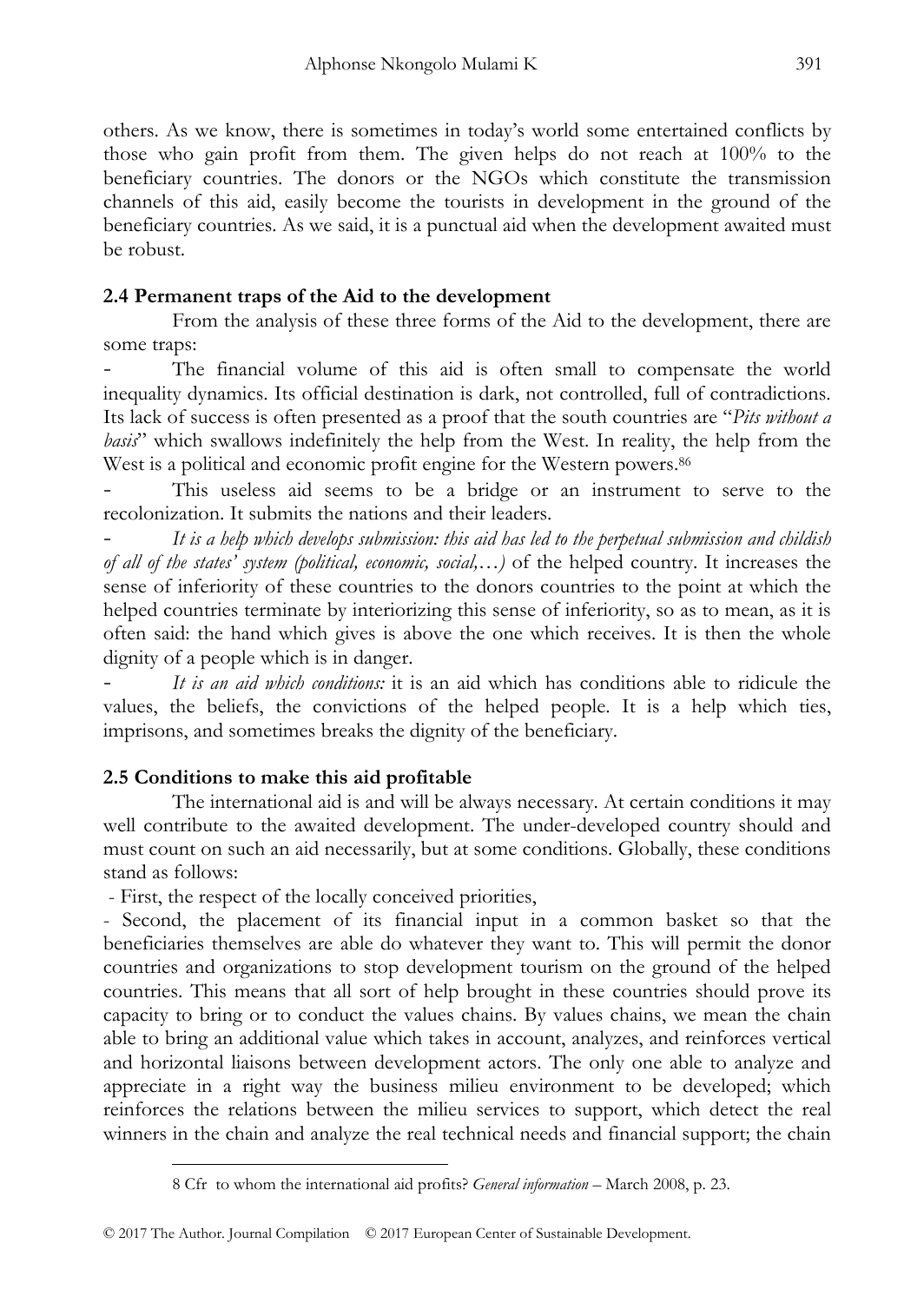others. As we know, there is sometimes in today's world some entertained conflicts by those who gain profit from them. The given helps do not reach at 100% to the beneficiary countries. The donors or the NGOs which constitute the transmission channels of this aid, easily become the tourists in development in the ground of the beneficiary countries. As we said, it is a punctual aid when the development awaited must be robust.

### 2.4 Permanent traps of the Aid to the development

From the analysis of these three forms of the Aid to the development, there are some traps:

- The financial volume of this aid is often small to compensate the world inequality dynamics. Its official destination is dark, not controlled, full of contradictions. Its lack of success is often presented as a proof that the south countries are "*Pits without a basis*" which swallows indefinitely the help from the West. In reality, the help from the West is a political and economic profit engine for the Western powers.[8]
- This useless aid seems to be a bridge or an instrument to serve to the recolonization. It submits the nations and their leaders.
- *It is a help which develops submission: this aid has led to the perpetual submission and childish of all of the states' system (political, economic, social,…)* of the helped country. It increases the sense of inferiority of these countries to the donors countries to the point at which the helped countries terminate by interiorizing this sense of inferiority, so as to mean, as it is often said: the hand which gives is above the one which receives. It is then the whole dignity of a people which is in danger.
- *It is an aid which conditions:* it is an aid which has conditions able to ridicule the values, the beliefs, the convictions of the helped people. It is a help which ties, imprisons, and sometimes breaks the dignity of the beneficiary.

### 2.5 Conditions to make this aid profitable

The international aid is and will be always necessary. At certain conditions it may well contribute to the awaited development. The under-developed country should and must count on such an aid necessarily, but at some conditions. Globally, these conditions stand as follows:

- First, the respect of the locally conceived priorities,
- Second, the placement of its financial input in a common basket so that the beneficiaries themselves are able do whatever they want to. This will permit the donor countries and organizations to stop development tourism on the ground of the helped countries. This means that all sort of help brought in these countries should prove its capacity to bring or to conduct the values chains. By values chains, we mean the chain able to bring an additional value which takes in account, analyzes, and reinforces vertical and horizontal liaisons between development actors. The only one able to analyze and appreciate in a right way the business milieu environment to be developed; which reinforces the relations between the milieu services to support, which detect the real winners in the chain and analyze the real technical needs and financial support; the chain

---

8 Cfr to whom the international aid profits? *General information* – March 2008, p. 23.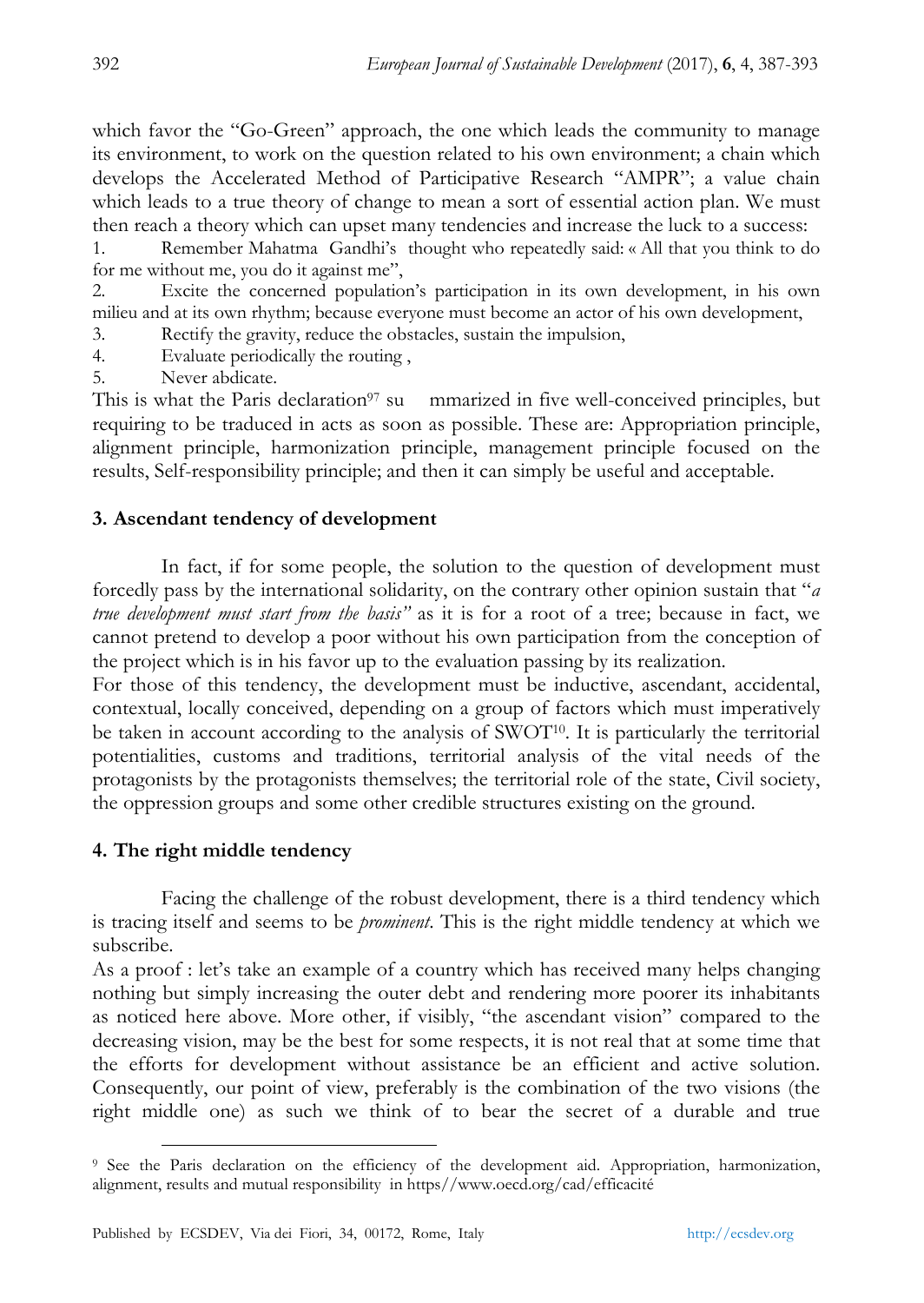which favor the "Go-Green" approach, the one which leads the community to manage its environment, to work on the question related to his own environment; a chain which develops the Accelerated Method of Participative Research "AMPR"; a value chain which leads to a true theory of change to mean a sort of essential action plan. We must then reach a theory which can upset many tendencies and increase the luck to a success:

1. Remember Mahatma Gandhi's thought who repeatedly said: « All that you think to do for me without me, you do it against me",
2. Excite the concerned population's participation in its own development, in his own milieu and at its own rhythm; because everyone must become an actor of his own development,
3. Rectify the gravity, reduce the obstacles, sustain the impulsion,
4. Evaluate periodically the routing ,
5. Never abdicate.

This is what the Paris declaration[97] su mmarized in five well-conceived principles, but requiring to be traduced in acts as soon as possible. These are: Appropriation principle, alignment principle, harmonization principle, management principle focused on the results, Self-responsibility principle; and then it can simply be useful and acceptable.

## 3. Ascendant tendency of development

In fact, if for some people, the solution to the question of development must forcedly pass by the international solidarity, on the contrary other opinion sustain that "*a true development must start from the basis"* as it is for a root of a tree; because in fact, we cannot pretend to develop a poor without his own participation from the conception of the project which is in his favor up to the evaluation passing by its realization.

For those of this tendency, the development must be inductive, ascendant, accidental, contextual, locally conceived, depending on a group of factors which must imperatively be taken in account according to the analysis of SWOT[10]. It is particularly the territorial potentialities, customs and traditions, territorial analysis of the vital needs of the protagonists by the protagonists themselves; the territorial role of the state, Civil society, the oppression groups and some other credible structures existing on the ground.

## 4. The right middle tendency

Facing the challenge of the robust development, there is a third tendency which is tracing itself and seems to be *prominent*. This is the right middle tendency at which we subscribe.

As a proof : let's take an example of a country which has received many helps changing nothing but simply increasing the outer debt and rendering more poorer its inhabitants as noticed here above. More other, if visibly, "the ascendant vision" compared to the decreasing vision, may be the best for some respects, it is not real that at some time that the efforts for development without assistance be an efficient and active solution. Consequently, our point of view, preferably is the combination of the two visions (the right middle one) as such we think of to bear the secret of a durable and true

[9] See the Paris declaration on the efficiency of the development aid. Appropriation, harmonization, alignment, results and mutual responsibility in https//www.oecd.org/cad/efficacité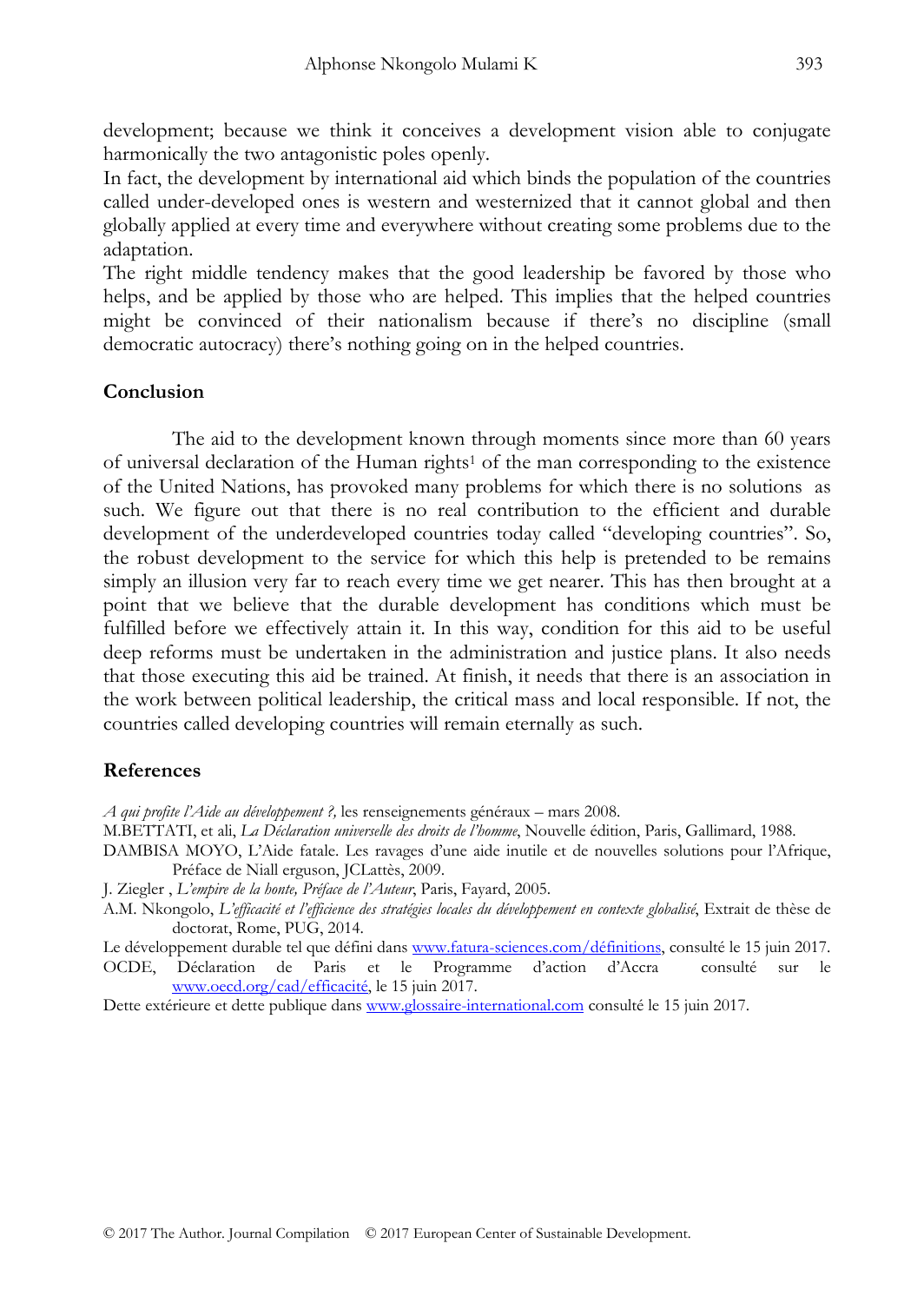development; because we think it conceives a development vision able to conjugate harmonically the two antagonistic poles openly.

In fact, the development by international aid which binds the population of the countries called under-developed ones is western and westernized that it cannot global and then globally applied at every time and everywhere without creating some problems due to the adaptation.

The right middle tendency makes that the good leadership be favored by those who helps, and be applied by those who are helped. This implies that the helped countries might be convinced of their nationalism because if there's no discipline (small democratic autocracy) there's nothing going on in the helped countries.

## Conclusion

The aid to the development known through moments since more than 60 years of universal declaration of the Human rights[1] of the man corresponding to the existence of the United Nations, has provoked many problems for which there is no solutions as such. We figure out that there is no real contribution to the efficient and durable development of the underdeveloped countries today called "developing countries". So, the robust development to the service for which this help is pretended to be remains simply an illusion very far to reach every time we get nearer. This has then brought at a point that we believe that the durable development has conditions which must be fulfilled before we effectively attain it. In this way, condition for this aid to be useful deep reforms must be undertaken in the administration and justice plans. It also needs that those executing this aid be trained. At finish, it needs that there is an association in the work between political leadership, the critical mass and local responsible. If not, the countries called developing countries will remain eternally as such.

## References

*A qui profite l'Aide au développement ?,* les renseignements généraux – mars 2008.

M.BETTATI, et ali, *La Déclaration universelle des droits de l'homme*, Nouvelle édition, Paris, Gallimard, 1988.

DAMBISA MOYO, L'Aide fatale. Les ravages d'une aide inutile et de nouvelles solutions pour l'Afrique, Préface de Niall erguson, JCLattès, 2009.

J. Ziegler , *L'empire de la honte, Préface de l'Auteur*, Paris, Fayard, 2005.

A.M. Nkongolo, *L'efficacité et l'efficience des stratégies locales du développement en contexte globalisé*, Extrait de thèse de doctorat, Rome, PUG, 2014.

Le développement durable tel que défini dans www.fatura-sciences.com/définitions, consulté le 15 juin 2017.

OCDE, Déclaration de Paris et le Programme d'action d'Accra consulté sur le www.oecd.org/cad/efficacité, le 15 juin 2017.

Dette extérieure et dette publique dans www.glossaire-international.com consulté le 15 juin 2017.